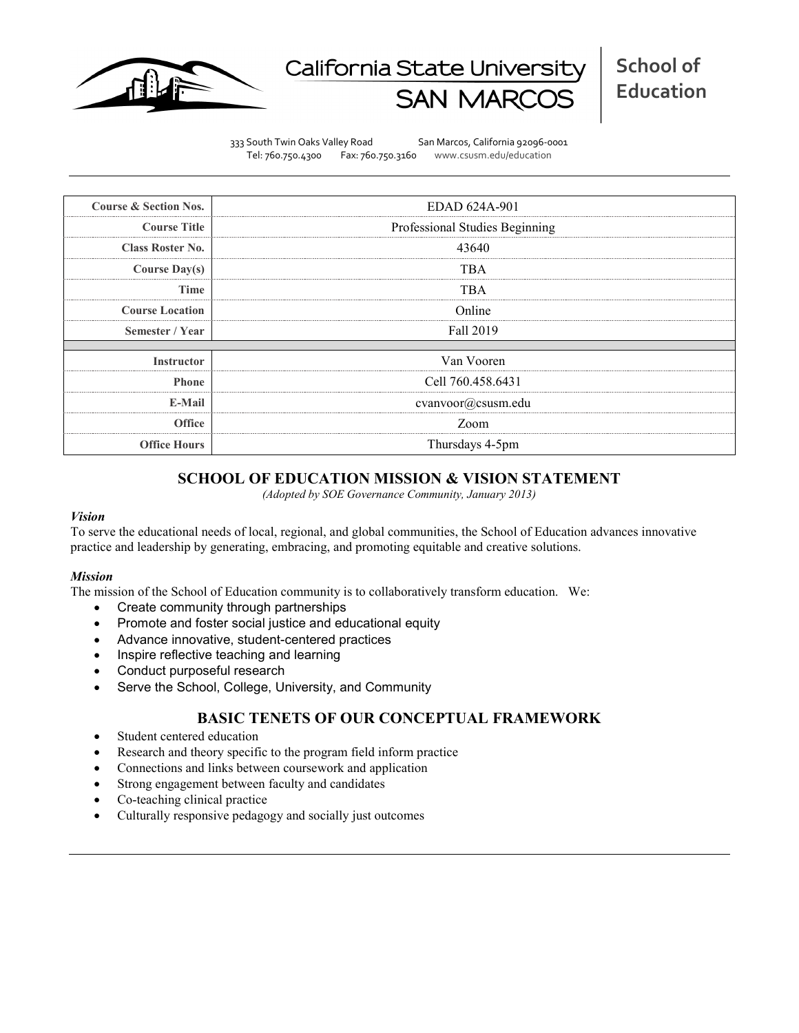California State University SAN MARCOS

**School of Education**

333 South Twin Oaks Valley Road San Marcos, California 92096-0001
Tel: 760.750.4300 Fax: 760.750.3160 www.csusm.edu/education

| | |
|---|---|
| **Course & Section Nos.** | EDAD 624A-901 |
| **Course Title** | Professional Studies Beginning |
| **Class Roster No.** | 43640 |
| **Course Day(s)** | TBA |
| **Time** | TBA |
| **Course Location** | Online |
| **Semester / Year** | Fall 2019 |
| | |
| **Instructor** | Van Vooren |
| **Phone** | Cell 760.458.6431 |
| **E-Mail** | cvanvoor@csusm.edu |
| **Office** | Zoom |
| **Office Hours** | Thursdays 4-5pm |

## SCHOOL OF EDUCATION MISSION & VISION STATEMENT

*(Adopted by SOE Governance Community, January 2013)*

### *Vision*

To serve the educational needs of local, regional, and global communities, the School of Education advances innovative practice and leadership by generating, embracing, and promoting equitable and creative solutions.

### *Mission*

The mission of the School of Education community is to collaboratively transform education. We:

- Create community through partnerships
- Promote and foster social justice and educational equity
- Advance innovative, student-centered practices
- Inspire reflective teaching and learning
- Conduct purposeful research
- Serve the School, College, University, and Community

## BASIC TENETS OF OUR CONCEPTUAL FRAMEWORK

- Student centered education
- Research and theory specific to the program field inform practice
- Connections and links between coursework and application
- Strong engagement between faculty and candidates
- Co-teaching clinical practice
- Culturally responsive pedagogy and socially just outcomes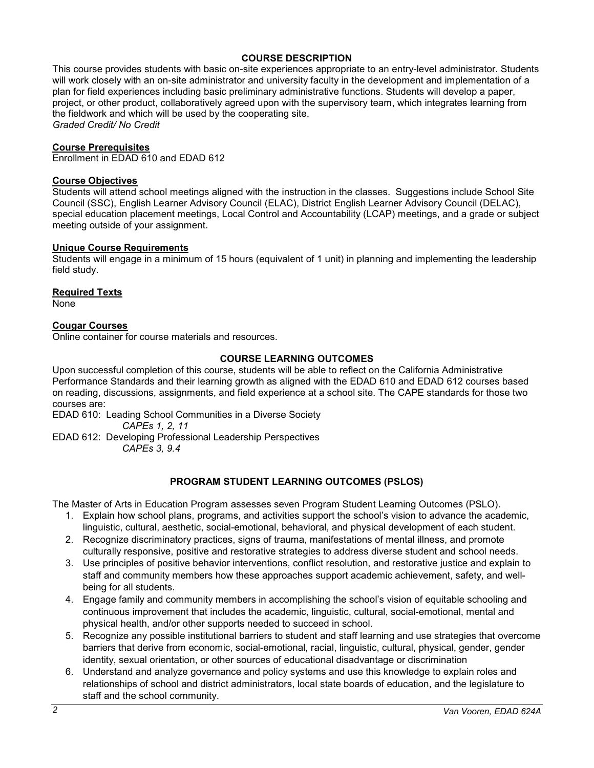## COURSE DESCRIPTION

This course provides students with basic on-site experiences appropriate to an entry-level administrator. Students will work closely with an on-site administrator and university faculty in the development and implementation of a plan for field experiences including basic preliminary administrative functions. Students will develop a paper, project, or other product, collaboratively agreed upon with the supervisory team, which integrates learning from the fieldwork and which will be used by the cooperating site.
*Graded Credit/ No Credit*

### Course Prerequisites

Enrollment in EDAD 610 and EDAD 612

### Course Objectives

Students will attend school meetings aligned with the instruction in the classes. Suggestions include School Site Council (SSC), English Learner Advisory Council (ELAC), District English Learner Advisory Council (DELAC), special education placement meetings, Local Control and Accountability (LCAP) meetings, and a grade or subject meeting outside of your assignment.

### Unique Course Requirements

Students will engage in a minimum of 15 hours (equivalent of 1 unit) in planning and implementing the leadership field study.

### Required Texts

None

### Cougar Courses

Online container for course materials and resources.

## COURSE LEARNING OUTCOMES

Upon successful completion of this course, students will be able to reflect on the California Administrative Performance Standards and their learning growth as aligned with the EDAD 610 and EDAD 612 courses based on reading, discussions, assignments, and field experience at a school site. The CAPE standards for those two courses are:

EDAD 610: Leading School Communities in a Diverse Society
*CAPEs 1, 2, 11*

EDAD 612: Developing Professional Leadership Perspectives
*CAPEs 3, 9.4*

## PROGRAM STUDENT LEARNING OUTCOMES (PSLOS)

The Master of Arts in Education Program assesses seven Program Student Learning Outcomes (PSLO).

1. Explain how school plans, programs, and activities support the school's vision to advance the academic, linguistic, cultural, aesthetic, social-emotional, behavioral, and physical development of each student.
2. Recognize discriminatory practices, signs of trauma, manifestations of mental illness, and promote culturally responsive, positive and restorative strategies to address diverse student and school needs.
3. Use principles of positive behavior interventions, conflict resolution, and restorative justice and explain to staff and community members how these approaches support academic achievement, safety, and well-being for all students.
4. Engage family and community members in accomplishing the school's vision of equitable schooling and continuous improvement that includes the academic, linguistic, cultural, social-emotional, mental and physical health, and/or other supports needed to succeed in school.
5. Recognize any possible institutional barriers to student and staff learning and use strategies that overcome barriers that derive from economic, social-emotional, racial, linguistic, cultural, physical, gender, gender identity, sexual orientation, or other sources of educational disadvantage or discrimination
6. Understand and analyze governance and policy systems and use this knowledge to explain roles and relationships of school and district administrators, local state boards of education, and the legislature to staff and the school community.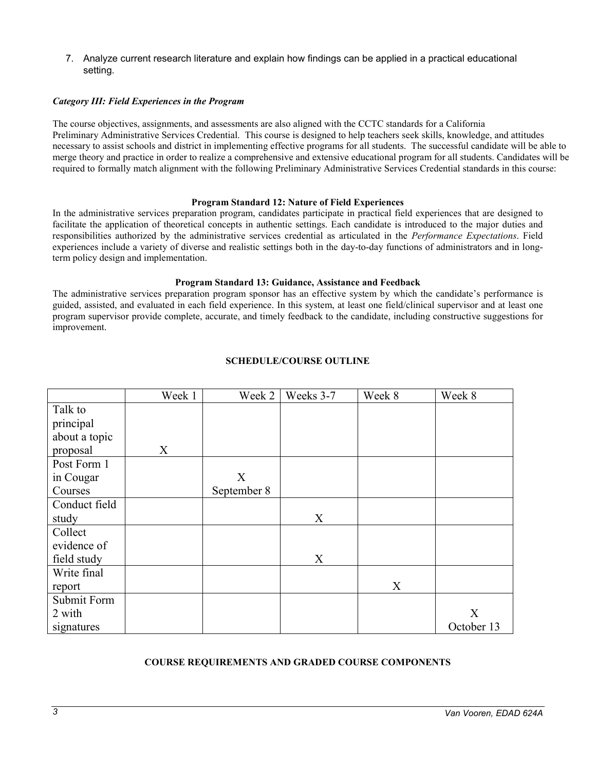7. Analyze current research literature and explain how findings can be applied in a practical educational setting.

***Category III: Field Experiences in the Program***

The course objectives, assignments, and assessments are also aligned with the CCTC standards for a California Preliminary Administrative Services Credential. This course is designed to help teachers seek skills, knowledge, and attitudes necessary to assist schools and district in implementing effective programs for all students. The successful candidate will be able to merge theory and practice in order to realize a comprehensive and extensive educational program for all students. Candidates will be required to formally match alignment with the following Preliminary Administrative Services Credential standards in this course:

**Program Standard 12: Nature of Field Experiences**

In the administrative services preparation program, candidates participate in practical field experiences that are designed to facilitate the application of theoretical concepts in authentic settings. Each candidate is introduced to the major duties and responsibilities authorized by the administrative services credential as articulated in the *Performance Expectations*. Field experiences include a variety of diverse and realistic settings both in the day-to-day functions of administrators and in long-term policy design and implementation.

**Program Standard 13: Guidance, Assistance and Feedback**

The administrative services preparation program sponsor has an effective system by which the candidate's performance is guided, assisted, and evaluated in each field experience. In this system, at least one field/clinical supervisor and at least one program supervisor provide complete, accurate, and timely feedback to the candidate, including constructive suggestions for improvement.

## SCHEDULE/COURSE OUTLINE

| | Week 1 | Week 2 | Weeks 3-7 | Week 8 | Week 8 |
|---|---|---|---|---|---|
| Talk to principal about a topic proposal | X | | | | |
| Post Form 1 in Cougar Courses | | X September 8 | | | |
| Conduct field study | | | X | | |
| Collect evidence of field study | | | X | | |
| Write final report | | | | X | |
| Submit Form 2 with signatures | | | | | X October 13 |

## COURSE REQUIREMENTS AND GRADED COURSE COMPONENTS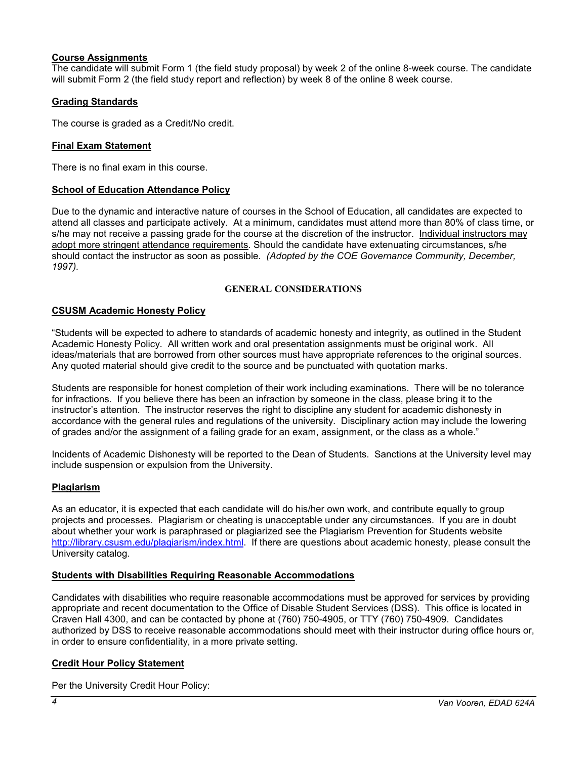### Course Assignments

The candidate will submit Form 1 (the field study proposal) by week 2 of the online 8-week course. The candidate will submit Form 2 (the field study report and reflection) by week 8 of the online 8 week course.

### Grading Standards

The course is graded as a Credit/No credit.

### Final Exam Statement

There is no final exam in this course.

### School of Education Attendance Policy

Due to the dynamic and interactive nature of courses in the School of Education, all candidates are expected to attend all classes and participate actively. At a minimum, candidates must attend more than 80% of class time, or s/he may not receive a passing grade for the course at the discretion of the instructor. Individual instructors may adopt more stringent attendance requirements. Should the candidate have extenuating circumstances, s/he should contact the instructor as soon as possible. *(Adopted by the COE Governance Community, December, 1997).*

## GENERAL CONSIDERATIONS

### CSUSM Academic Honesty Policy

"Students will be expected to adhere to standards of academic honesty and integrity, as outlined in the Student Academic Honesty Policy. All written work and oral presentation assignments must be original work. All ideas/materials that are borrowed from other sources must have appropriate references to the original sources. Any quoted material should give credit to the source and be punctuated with quotation marks.

Students are responsible for honest completion of their work including examinations. There will be no tolerance for infractions. If you believe there has been an infraction by someone in the class, please bring it to the instructor's attention. The instructor reserves the right to discipline any student for academic dishonesty in accordance with the general rules and regulations of the university. Disciplinary action may include the lowering of grades and/or the assignment of a failing grade for an exam, assignment, or the class as a whole."

Incidents of Academic Dishonesty will be reported to the Dean of Students. Sanctions at the University level may include suspension or expulsion from the University.

### Plagiarism

As an educator, it is expected that each candidate will do his/her own work, and contribute equally to group projects and processes. Plagiarism or cheating is unacceptable under any circumstances. If you are in doubt about whether your work is paraphrased or plagiarized see the Plagiarism Prevention for Students website http://library.csusm.edu/plagiarism/index.html. If there are questions about academic honesty, please consult the University catalog.

### Students with Disabilities Requiring Reasonable Accommodations

Candidates with disabilities who require reasonable accommodations must be approved for services by providing appropriate and recent documentation to the Office of Disable Student Services (DSS). This office is located in Craven Hall 4300, and can be contacted by phone at (760) 750-4905, or TTY (760) 750-4909. Candidates authorized by DSS to receive reasonable accommodations should meet with their instructor during office hours or, in order to ensure confidentiality, in a more private setting.

### Credit Hour Policy Statement

Per the University Credit Hour Policy: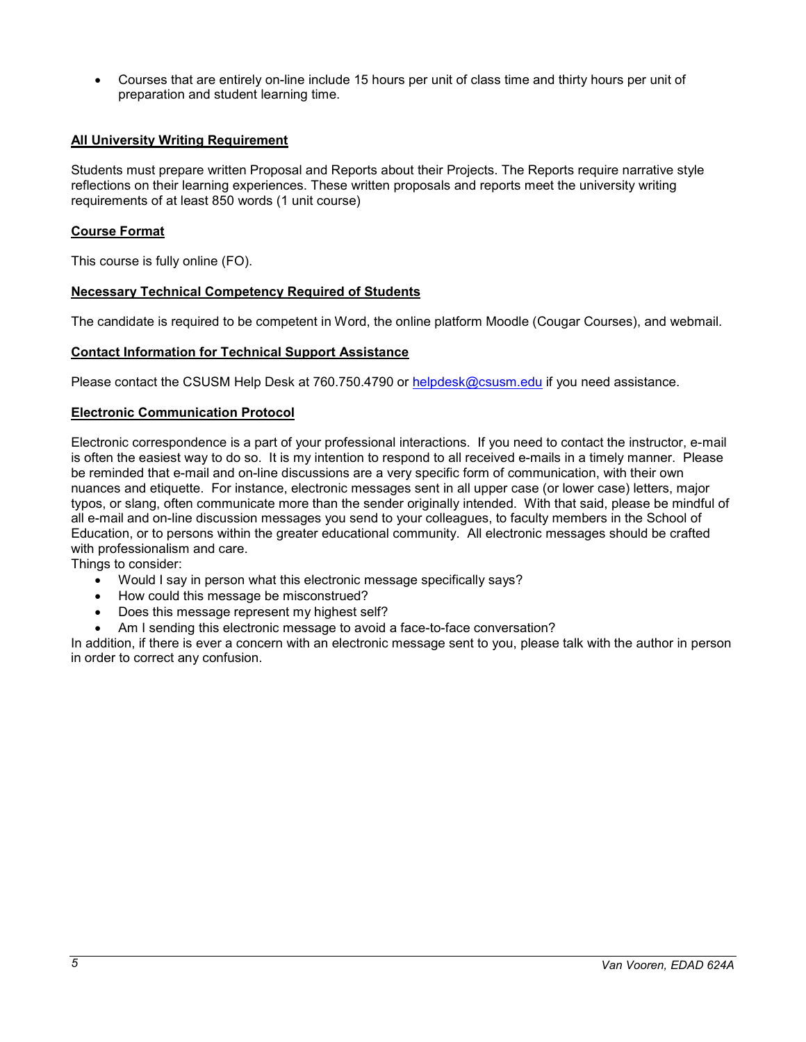- Courses that are entirely on-line include 15 hours per unit of class time and thirty hours per unit of preparation and student learning time.

## All University Writing Requirement

Students must prepare written Proposal and Reports about their Projects. The Reports require narrative style reflections on their learning experiences. These written proposals and reports meet the university writing requirements of at least 850 words (1 unit course)

## Course Format

This course is fully online (FO).

## Necessary Technical Competency Required of Students

The candidate is required to be competent in Word, the online platform Moodle (Cougar Courses), and webmail.

## Contact Information for Technical Support Assistance

Please contact the CSUSM Help Desk at 760.750.4790 or helpdesk@csusm.edu if you need assistance.

## Electronic Communication Protocol

Electronic correspondence is a part of your professional interactions. If you need to contact the instructor, e-mail is often the easiest way to do so. It is my intention to respond to all received e-mails in a timely manner. Please be reminded that e-mail and on-line discussions are a very specific form of communication, with their own nuances and etiquette. For instance, electronic messages sent in all upper case (or lower case) letters, major typos, or slang, often communicate more than the sender originally intended. With that said, please be mindful of all e-mail and on-line discussion messages you send to your colleagues, to faculty members in the School of Education, or to persons within the greater educational community. All electronic messages should be crafted with professionalism and care.

Things to consider:

- Would I say in person what this electronic message specifically says?
- How could this message be misconstrued?
- Does this message represent my highest self?
- Am I sending this electronic message to avoid a face-to-face conversation?

In addition, if there is ever a concern with an electronic message sent to you, please talk with the author in person in order to correct any confusion.